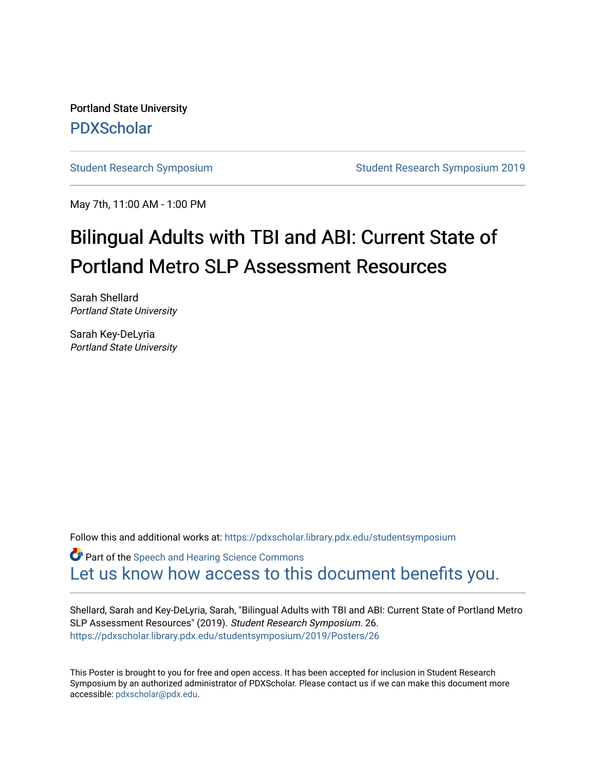Portland State University

PDXScholar

Student Research Symposium | Student Research Symposium 2019

May 7th, 11:00 AM - 1:00 PM

# Bilingual Adults with TBI and ABI: Current State of Portland Metro SLP Assessment Resources

Sarah Shellard
*Portland State University*

Sarah Key-DeLyria
*Portland State University*

Follow this and additional works at: https://pdxscholar.library.pdx.edu/studentsymposium

Part of the Speech and Hearing Science Commons

Let us know how access to this document benefits you.

Shellard, Sarah and Key-DeLyria, Sarah, "Bilingual Adults with TBI and ABI: Current State of Portland Metro SLP Assessment Resources" (2019). *Student Research Symposium*. 26.
https://pdxscholar.library.pdx.edu/studentsymposium/2019/Posters/26

This Poster is brought to you for free and open access. It has been accepted for inclusion in Student Research Symposium by an authorized administrator of PDXScholar. Please contact us if we can make this document more accessible: pdxscholar@pdx.edu.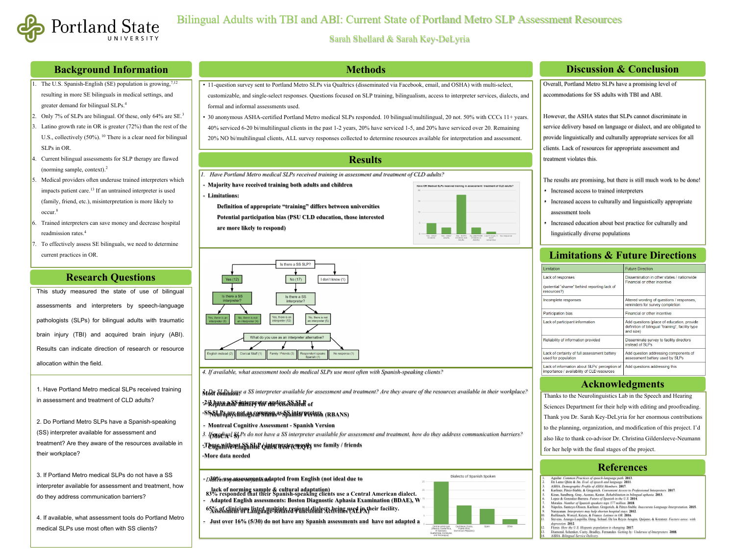# Bilingual Adults with TBI and ABI: Current State of Portland Metro SLP Assessment Resources

Sarah Shellard & Sarah Key-DeLyria

Portland State University

## Background Information

1. The U.S. Spanish-English (SE) population is growing,[7,12] resulting in more SE bilinguals in medical settings, and greater demand for bilingual SLPs.[4]
2. Only 7% of SLPs are bilingual. Of these, only 64% are SE.[3]
3. Latino growth rate in OR is greater (72%) than the rest of the U.S., collectively (50%).[10] There is a clear need for bilingual SLPs in OR.
4. Current bilingual assessments for SLP therapy are flawed (norming sample, context).[2]
5. Medical providers often underuse trained interpreters which impacts patient care.[13] If an untrained interpreter is used (family, friend, etc.), misinterpretation is more likely to occur.[8]
6. Trained interpreters can save money and decrease hospital readmission rates.[4]
7. To effectively assess SE bilinguals, we need to determine current practices in OR.

## Research Questions

This study measured the state of use of bilingual assessments and interpreters by speech-language pathologists (SLPs) for bilingual adults with traumatic brain injury (TBI) and acquired brain injury (ABI). Results can indicate direction of research or resource allocation within the field.

1. Have Portland Metro medical SLPs received training in assessment and treatment of CLD adults?

2. Do Portland Metro SLPs have a Spanish-speaking (SS) interpreter available for assessment and treatment? Are they aware of the resources available in their workplace?

3. If Portland Metro medical SLPs do not have a SS interpreter available for assessment and treatment, how do they address communication barriers?

4. If available, what assessment tools do Portland Metro medical SLPs use most often with SS clients?

## Methods

- 11-question survey sent to Portland Metro SLPs via Qualtrics (disseminated via Facebook, email, and OSHA) with multi-select, customizable, and single-select responses. Questions focused on SLP training, bilingualism, access to interpreter services, dialects, and formal and informal assessments used.
- 30 anonymous ASHA-certified Portland Metro medical SLPs responded. 10 bilingual/multilingual, 20 not. 50% with CCCs 11+ years. 40% serviced 6-20 bi/multilingual clients in the past 1-2 years, 20% have serviced 1-5, and 20% have serviced over 20. Remaining 20% NO bi/multilingual clients, ALL survey responses collected to determine resources available for interpretation and assessment.

## Results

*1. Have Portland Metro medical SLPs received training in assessment and treatment of CLD adults?*

- **Majority have received training both adults and children**
- **Limitations:**
  - **Definition of appropriate "training" differs between universities**
  - **Potential participation bias (PSU CLD education, those interested are more likely to respond)**

Have OR Medical SLPs received training in assessment / treatment of CLD adults?

20, 15, 10, 5, 0

Yes - ONLY Children; Yes - ONLY adults; Yes - BOTH Children and Adults; No (NEITHER Children or Adults); I don't know / I don't remember; No response

*2. Do SLPs have a SS interpreter available for assessment and treatment? Are they aware of the resources available in their workplace?*

- 2/3 have a SS interpreter and/or SS SLP
- SS SLPs are not as common as SS interpreters

Is there a SS SLP?
Yes (12) → Is there a SS interpreter? → Yes, there is an interpreter (8); No, there is not an interpreter (4)
No (17) → Is there a SS interpreter? → Yes, there is an interpreter (12); No, there is not an interpreter (5)
I don't know (1)
What do you use as an interpreter alternative?
English instead (2); Clerical Staff (1); Family / Friends (3); Respondent speaks Spanish (1); No response (1)

*3. If medical SLPs do not have a SS interpreter available for assessment and treatment, how do they address communication barriers?*

- Those without SS SLP / interpreter mostly use family / friends
- More data needed

*4. If available, what assessment tools do medical SLPs use most often with Spanish-speaking clients?*

**Most common:**
- **Repeatable Battery for the Assessment of Neuropsychological Status - Spanish Version (RBANS)**
- **Montreal Cognitive Assessment - Spanish Version (MoCA - S)**
- **Cognitive Linguistic Quick Test (CLQT)**

- **30% use assessments adapted from English (not ideal due to lack of norming sample & cultural adaptation)**
- **Adapted English assessments: Boston Diagnostic Aphasia Examination (BDAE), W... Assessment of Language-Related Functional Activities (ALFA)**
- **Just over 16% (5/30) do not have any Spanish assessments and have not adapted a...**

*Dialects of Spanish spoken*
- **83% responded that their Spanish-speaking clients use a Central American dialect.**
- **65% of clinicians listed multiple regional dialects being used in their facility.**

Dialects of Spanish Spoken

25, 20, 15, 10, 5, 0

Central American (Mexico, Costa Rica, El Salvador, Guatemala, Honduras, and Nicaragua); Caribbean (Cuba, Puerto Rico, Dominican Republic); Spain; Other

## Discussion & Conclusion

Overall, Portland Metro SLPs have a promising level of accommodations for SS adults with TBI and ABI.

However, the ASHA states that SLPs cannot discriminate in service delivery based on language or dialect, and are obligated to provide linguistically and culturally appropriate services for all clients. Lack of resources for appropriate assessment and treatment violates this.

The results are promising, but there is still much work to be done!

- Increased access to trained interpreters
- Increased access to culturally and linguistically appropriate assessment tools
- Increased education about best practice for culturally and linguistically diverse populations

## Limitations & Future Directions

| Limitation | Future Direction |
|---|---|
| Lack of responses (potential "shame" behind reporting lack of resources?) | Dissemination in other states / nationwide Financial or other incentive |
| Incomplete responses | Altered wording of questions / responses, reminders for survey completion |
| Participation bias | Financial or other incentive |
| Lack of participant information | Add questions (place of education, provide definition of bilingual "training", facility type and size) |
| Reliability of information provided | Disseminate survey to facility directors instead of SLPs |
| Lack of certainty of full assessment battery used for population | Add question addressing components of assessment battery used by SLPs |
| Lack of information about SLPs' perception of importance / availability of CLD resources | Add questions addressing this |

## Acknowledgments

Thanks to the Neurolinguistics Lab in the Speech and Hearing Sciences Department for their help with editing and proofreading. Thank you Dr. Sarah Key-DeLyria for her enormous contributions to the planning, organization, and modification of this project. I'd also like to thank co-advisor Dr. Christina Gildersleeve-Neumann for her help with the final stages of the project.

## References

1. Aguilar. *Common Practices of speech-language path.* 2013.
2. De Lamo Ohitz & Jin. *Eval. of speech and language.* 2011.
3. ASHA. *Demographic Profile of ASHA Members.* 2017.
4. Karliner, Pérez-Stable, & Gregorich. *Convenient Access to Professional Interpreters.* 2017.
5. Kiran, Sandberg, Gray, Ascenso, Kester. *Rehabilitation in bilingual aphasia.* 2013.
6. Lopez & Gonzalez-Barrera. *Future of Spanish in the U.S.* 2014.
7. Morales. *Number of Spanish speakers tops 577 million.* 2018.
8. Nápoles, Santoyo-Olsson, Karliner, Gregorich, & Pérez-Stable. *Inaccurate Language Interpretation.* 2015.
9. Narayanan. *Interpreters may help shorten hospital stays.* 2012.
10. Ruffenach, Worcel, Keyes, & Franco. *Latinos in OR.* 2016.
11. Stevens, Arango-Lasprilla, Deng, Schaaf, De los Reyes Aragón, Quijano, & Kreutzer. *Factors assoc. with depression.* 2012.
12. Flores. *How the U.S. Hispanic population is changing.* 2017.
13. Diamond, Schenker, Curry, Bradley, Fernandez. *Getting by: Underuse of Interpreters.* 2008.
14. ASHA. *Bilingual Service Delivery.*